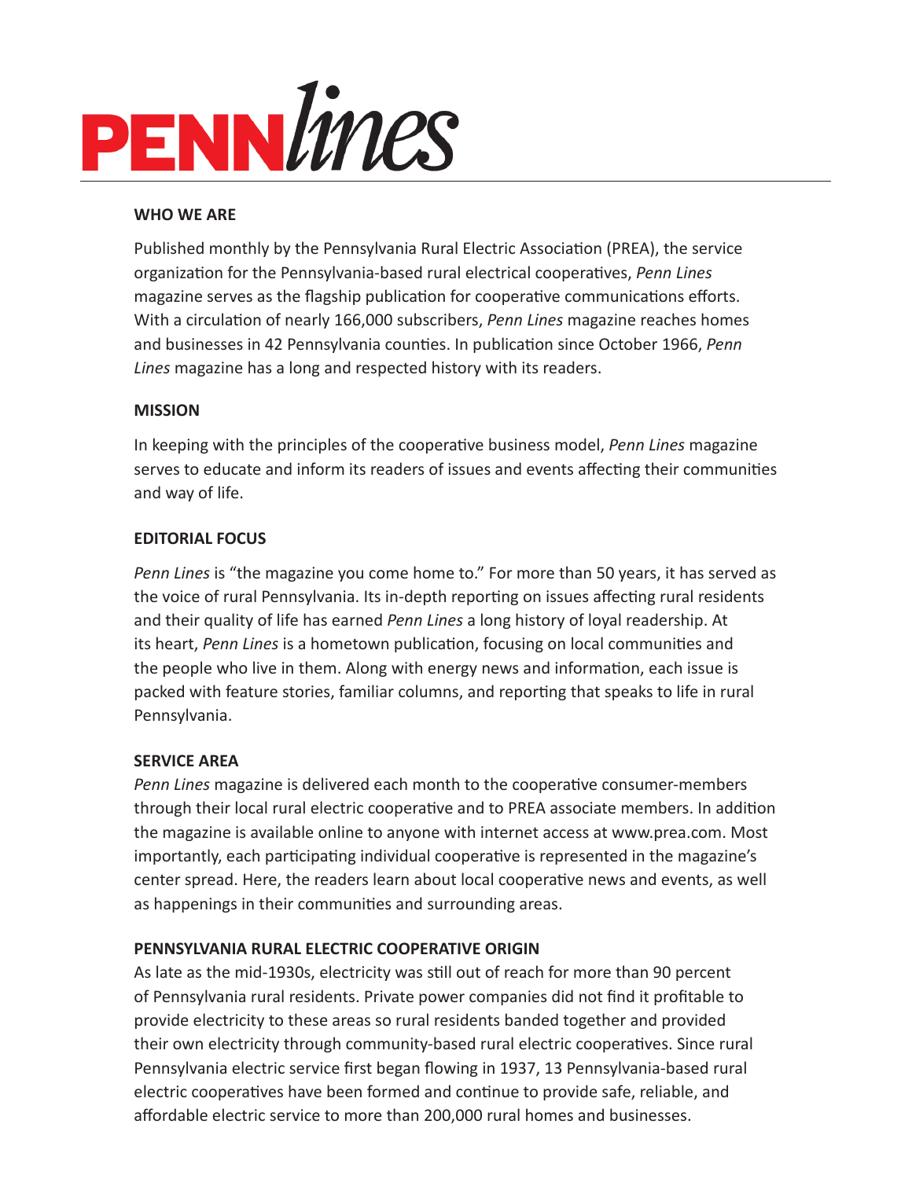# PENN*lines*

## WHO WE ARE

Published monthly by the Pennsylvania Rural Electric Association (PREA), the service organization for the Pennsylvania-based rural electrical cooperatives, *Penn Lines* magazine serves as the flagship publication for cooperative communications efforts. With a circulation of nearly 166,000 subscribers, *Penn Lines* magazine reaches homes and businesses in 42 Pennsylvania counties. In publication since October 1966, *Penn Lines* magazine has a long and respected history with its readers.

## MISSION

In keeping with the principles of the cooperative business model, *Penn Lines* magazine serves to educate and inform its readers of issues and events affecting their communities and way of life.

## EDITORIAL FOCUS

*Penn Lines* is "the magazine you come home to." For more than 50 years, it has served as the voice of rural Pennsylvania. Its in-depth reporting on issues affecting rural residents and their quality of life has earned *Penn Lines* a long history of loyal readership. At its heart, *Penn Lines* is a hometown publication, focusing on local communities and the people who live in them. Along with energy news and information, each issue is packed with feature stories, familiar columns, and reporting that speaks to life in rural Pennsylvania.

## SERVICE AREA

*Penn Lines* magazine is delivered each month to the cooperative consumer-members through their local rural electric cooperative and to PREA associate members. In addition the magazine is available online to anyone with internet access at www.prea.com. Most importantly, each participating individual cooperative is represented in the magazine's center spread. Here, the readers learn about local cooperative news and events, as well as happenings in their communities and surrounding areas.

## PENNSYLVANIA RURAL ELECTRIC COOPERATIVE ORIGIN

As late as the mid-1930s, electricity was still out of reach for more than 90 percent of Pennsylvania rural residents. Private power companies did not find it profitable to provide electricity to these areas so rural residents banded together and provided their own electricity through community-based rural electric cooperatives. Since rural Pennsylvania electric service first began flowing in 1937, 13 Pennsylvania-based rural electric cooperatives have been formed and continue to provide safe, reliable, and affordable electric service to more than 200,000 rural homes and businesses.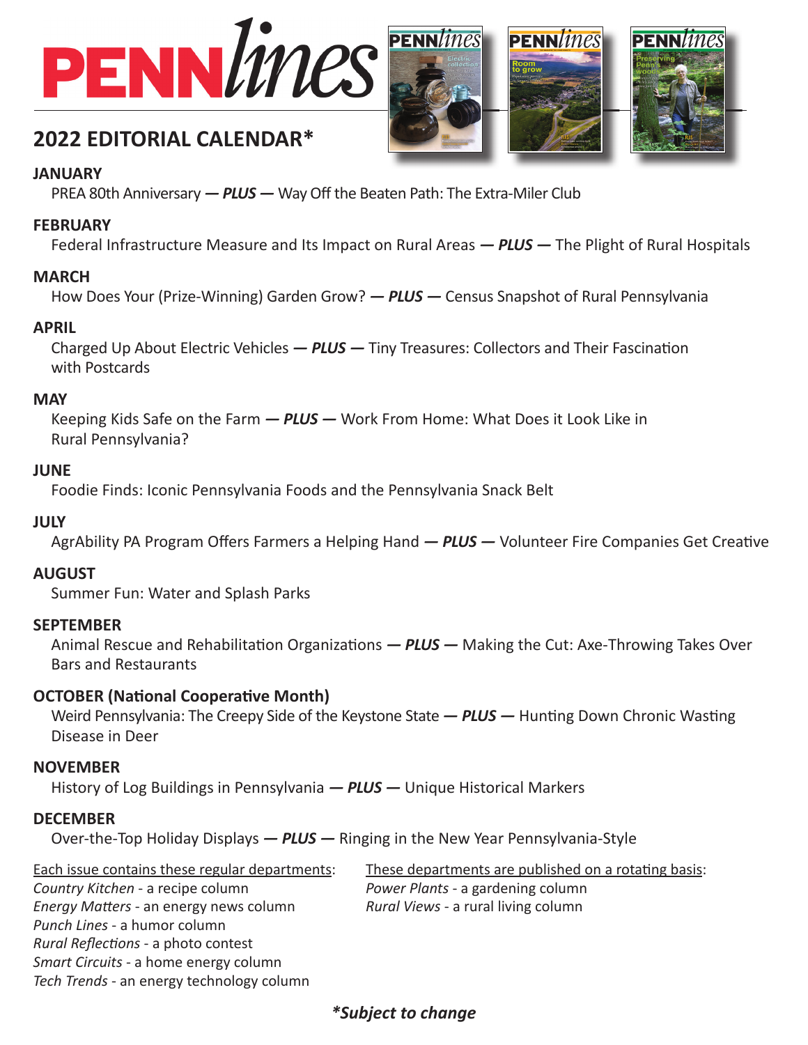# PENNlines

## 2022 EDITORIAL CALENDAR*

**JANUARY**
PREA 80th Anniversary ***— PLUS —*** Way Off the Beaten Path: The Extra-Miler Club

**FEBRUARY**
Federal Infrastructure Measure and Its Impact on Rural Areas ***— PLUS —*** The Plight of Rural Hospitals

**MARCH**
How Does Your (Prize-Winning) Garden Grow? ***— PLUS —*** Census Snapshot of Rural Pennsylvania

**APRIL**
Charged Up About Electric Vehicles ***— PLUS —*** Tiny Treasures: Collectors and Their Fascination with Postcards

**MAY**
Keeping Kids Safe on the Farm ***— PLUS —*** Work From Home: What Does it Look Like in Rural Pennsylvania?

**JUNE**
Foodie Finds: Iconic Pennsylvania Foods and the Pennsylvania Snack Belt

**JULY**
AgrAbility PA Program Offers Farmers a Helping Hand ***— PLUS —*** Volunteer Fire Companies Get Creative

**AUGUST**
Summer Fun: Water and Splash Parks

**SEPTEMBER**
Animal Rescue and Rehabilitation Organizations ***— PLUS —*** Making the Cut: Axe-Throwing Takes Over Bars and Restaurants

**OCTOBER (National Cooperative Month)**
Weird Pennsylvania: The Creepy Side of the Keystone State ***— PLUS —*** Hunting Down Chronic Wasting Disease in Deer

**NOVEMBER**
History of Log Buildings in Pennsylvania ***— PLUS —*** Unique Historical Markers

**DECEMBER**
Over-the-Top Holiday Displays ***— PLUS —*** Ringing in the New Year Pennsylvania-Style

Each issue contains these regular departments:
*Country Kitchen* - a recipe column
*Energy Matters* - an energy news column
*Punch Lines* - a humor column
*Rural Reflections* - a photo contest
*Smart Circuits* - a home energy column
*Tech Trends* - an energy technology column

These departments are published on a rotating basis:
*Power Plants* - a gardening column
*Rural Views* - a rural living column

***Subject to change***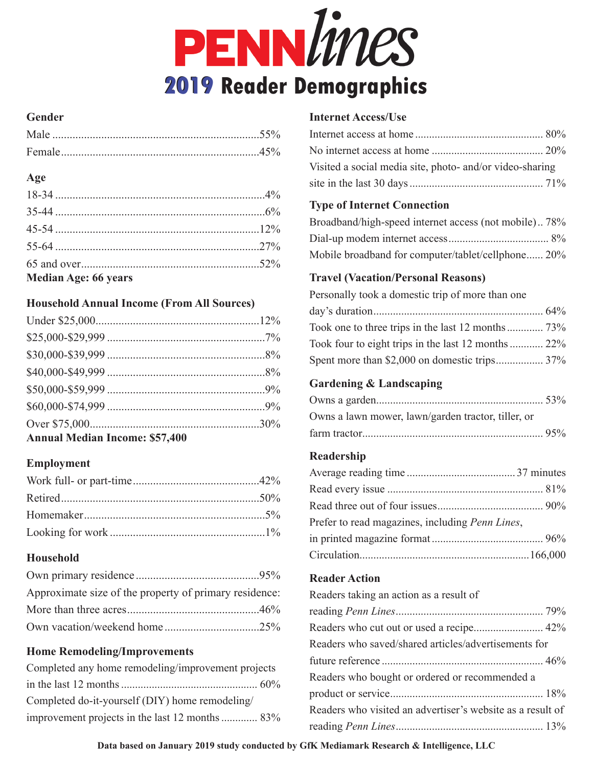# PENN*lines*

## 2019 Reader Demographics

### Gender

Male ........................................................................55%
Female.......................................................................45%

### Age

18-34 .........................................................................4%
35-44 .........................................................................6%
45-54 .......................................................................12%
55-64 .......................................................................27%
65 and over..............................................................52%
**Median Age: 66 years**

### Household Annual Income (From All Sources)

Under $25,000.........................................................12%
$25,000-$29,999 .......................................................7%
$30,000-$39,999 .......................................................8%
$40,000-$49,999 .......................................................8%
$50,000-$59,999 .......................................................9%
$60,000-$74,999 .......................................................9%
Over $75,000...........................................................30%
**Annual Median Income: $57,400**

### Employment

Work full- or part-time............................................42%
Retired......................................................................50%
Homemaker...............................................................5%
Looking for work ......................................................1%

### Household

Own primary residence ...........................................95%
Approximate size of the property of primary residence:
More than three acres..............................................46%
Own vacation/weekend home .................................25%

### Home Remodeling/Improvements

Completed any home remodeling/improvement projects in the last 12 months ................................................ 60%
Completed do-it-yourself (DIY) home remodeling/improvement projects in the last 12 months ............. 83%

### Internet Access/Use

Internet access at home ............................................. 80%
No internet access at home ....................................... 20%
Visited a social media site, photo- and/or video-sharing site in the last 30 days ............................................... 71%

### Type of Internet Connection

Broadband/high-speed internet access (not mobile).. 78%
Dial-up modem internet access................................... 8%
Mobile broadband for computer/tablet/cellphone...... 20%

### Travel (Vacation/Personal Reasons)

Personally took a domestic trip of more than one day's duration............................................................ 64%
Took one to three trips in the last 12 months ............. 73%
Took four to eight trips in the last 12 months ............ 22%
Spent more than $2,000 on domestic trips................. 37%

### Gardening & Landscaping

Owns a garden........................................................... 53%
Owns a lawn mower, lawn/garden tractor, tiller, or farm tractor................................................................ 95%

### Readership

Average reading time ......................................37 minutes
Read every issue ....................................................... 81%
Read three out of four issues..................................... 90%
Prefer to read magazines, including *Penn Lines*, in printed magazine format ....................................... 96%
Circulation............................................................166,000

### Reader Action

Readers taking an action as a result of reading *Penn Lines*.................................................... 79%
Readers who cut out or used a recipe......................... 42%
Readers who saved/shared articles/advertisements for future reference ......................................................... 46%
Readers who bought or ordered or recommended a product or service...................................................... 18%
Readers who visited an advertiser's website as a result of reading *Penn Lines*.................................................... 13%

**Data based on January 2019 study conducted by GfK Mediamark Research & Intelligence, LLC**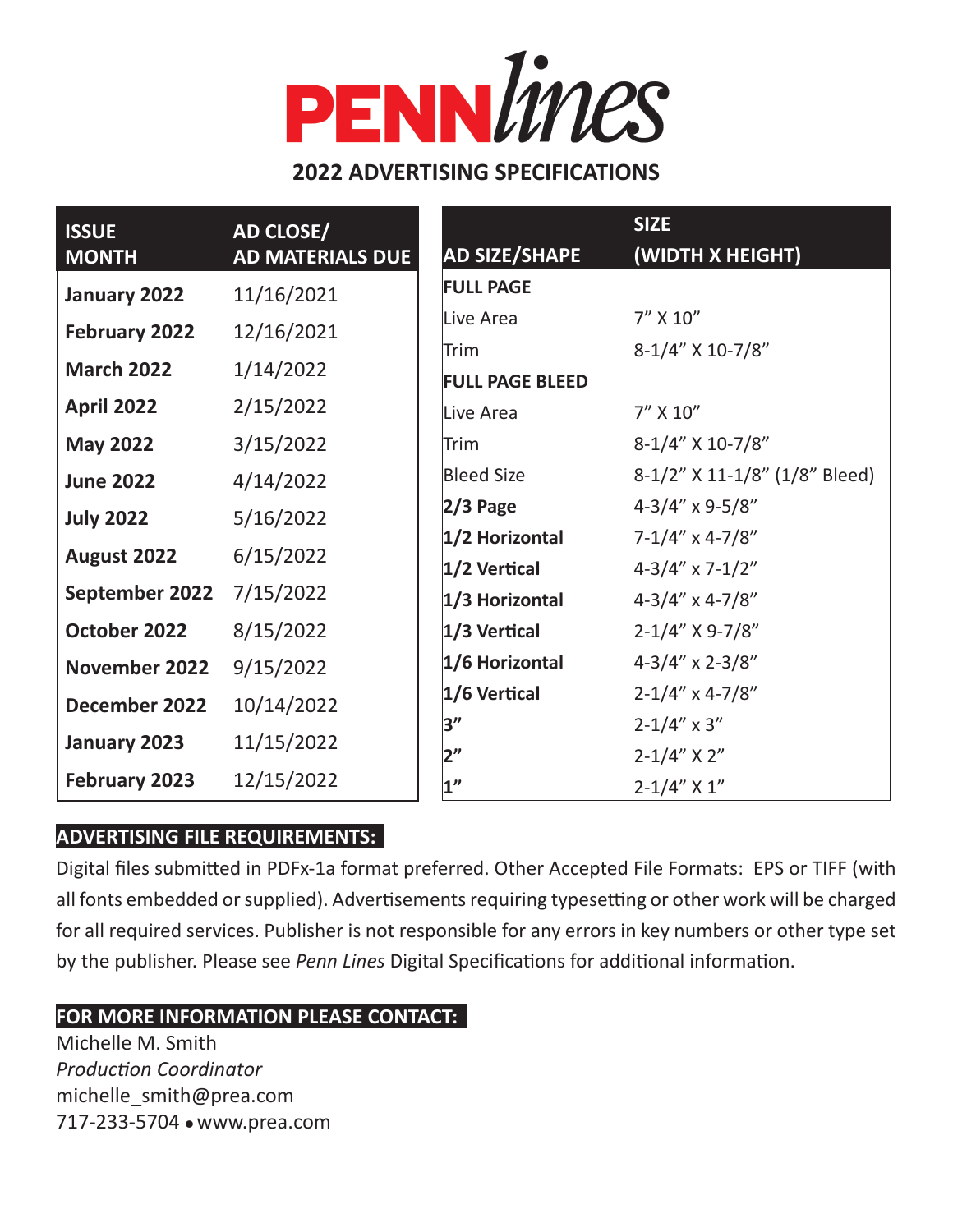# PENN*lines*

## 2022 ADVERTISING SPECIFICATIONS

| ISSUE MONTH | AD CLOSE/ AD MATERIALS DUE |
|---|---|
| **January 2022** | 11/16/2021 |
| **February 2022** | 12/16/2021 |
| **March 2022** | 1/14/2022 |
| **April 2022** | 2/15/2022 |
| **May 2022** | 3/15/2022 |
| **June 2022** | 4/14/2022 |
| **July 2022** | 5/16/2022 |
| **August 2022** | 6/15/2022 |
| **September 2022** | 7/15/2022 |
| **October 2022** | 8/15/2022 |
| **November 2022** | 9/15/2022 |
| **December 2022** | 10/14/2022 |
| **January 2023** | 11/15/2022 |
| **February 2023** | 12/15/2022 |

| AD SIZE/SHAPE | SIZE (WIDTH X HEIGHT) |
|---|---|
| **FULL PAGE** | |
| Live Area | 7" X 10" |
| Trim | 8-1/4" X 10-7/8" |
| **FULL PAGE BLEED** | |
| Live Area | 7" X 10" |
| Trim | 8-1/4" X 10-7/8" |
| Bleed Size | 8-1/2" X 11-1/8" (1/8" Bleed) |
| **2/3 Page** | 4-3/4" x 9-5/8" |
| **1/2 Horizontal** | 7-1/4" x 4-7/8" |
| **1/2 Vertical** | 4-3/4" x 7-1/2" |
| **1/3 Horizontal** | 4-3/4" x 4-7/8" |
| **1/3 Vertical** | 2-1/4" X 9-7/8" |
| **1/6 Horizontal** | 4-3/4" x 2-3/8" |
| **1/6 Vertical** | 2-1/4" x 4-7/8" |
| **3"** | 2-1/4" x 3" |
| **2"** | 2-1/4" X 2" |
| **1"** | 2-1/4" X 1" |

**ADVERTISING FILE REQUIREMENTS:**

Digital files submitted in PDFx-1a format preferred. Other Accepted File Formats: EPS or TIFF (with all fonts embedded or supplied). Advertisements requiring typesetting or other work will be charged for all required services. Publisher is not responsible for any errors in key numbers or other type set by the publisher. Please see *Penn Lines* Digital Specifications for additional information.

**FOR MORE INFORMATION PLEASE CONTACT:**

Michelle M. Smith
*Production Coordinator*
michelle_smith@prea.com
717-233-5704 • www.prea.com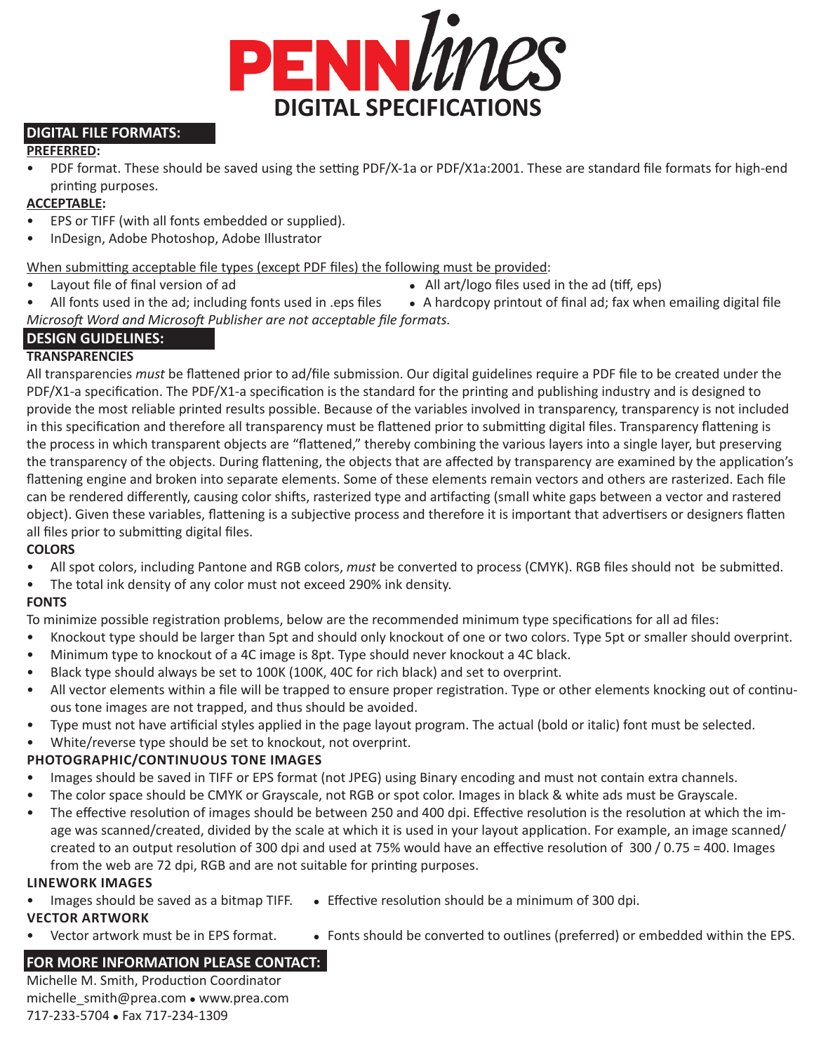# PENNlines

## DIGITAL SPECIFICATIONS

## DIGITAL FILE FORMATS:

**PREFERRED:**

- PDF format. These should be saved using the setting PDF/X-1a or PDF/X1a:2001. These are standard file formats for high-end printing purposes.

**ACCEPTABLE:**

- EPS or TIFF (with all fonts embedded or supplied).
- InDesign, Adobe Photoshop, Adobe Illustrator

When submitting acceptable file types (except PDF files) the following must be provided:

- Layout file of final version of ad
- All fonts used in the ad; including fonts used in .eps files
- All art/logo files used in the ad (tiff, eps)
- A hardcopy printout of final ad; fax when emailing digital file

*Microsoft Word and Microsoft Publisher are not acceptable file formats.*

## DESIGN GUIDELINES:

### TRANSPARENCIES

All transparencies *must* be flattened prior to ad/file submission. Our digital guidelines require a PDF file to be created under the PDF/X1-a specification. The PDF/X1-a specification is the standard for the printing and publishing industry and is designed to provide the most reliable printed results possible. Because of the variables involved in transparency, transparency is not included in this specification and therefore all transparency must be flattened prior to submitting digital files. Transparency flattening is the process in which transparent objects are "flattened," thereby combining the various layers into a single layer, but preserving the transparency of the objects. During flattening, the objects that are affected by transparency are examined by the application's flattening engine and broken into separate elements. Some of these elements remain vectors and others are rasterized. Each file can be rendered differently, causing color shifts, rasterized type and artifacting (small white gaps between a vector and rastered object). Given these variables, flattening is a subjective process and therefore it is important that advertisers or designers flatten all files prior to submitting digital files.

### COLORS

- All spot colors, including Pantone and RGB colors, *must* be converted to process (CMYK). RGB files should not be submitted.
- The total ink density of any color must not exceed 290% ink density.

### FONTS

To minimize possible registration problems, below are the recommended minimum type specifications for all ad files:

- Knockout type should be larger than 5pt and should only knockout of one or two colors. Type 5pt or smaller should overprint.
- Minimum type to knockout of a 4C image is 8pt. Type should never knockout a 4C black.
- Black type should always be set to 100K (100K, 40C for rich black) and set to overprint.
- All vector elements within a file will be trapped to ensure proper registration. Type or other elements knocking out of continuous tone images are not trapped, and thus should be avoided.
- Type must not have artificial styles applied in the page layout program. The actual (bold or italic) font must be selected.
- White/reverse type should be set to knockout, not overprint.

### PHOTOGRAPHIC/CONTINUOUS TONE IMAGES

- Images should be saved in TIFF or EPS format (not JPEG) using Binary encoding and must not contain extra channels.
- The color space should be CMYK or Grayscale, not RGB or spot color. Images in black & white ads must be Grayscale.
- The effective resolution of images should be between 250 and 400 dpi. Effective resolution is the resolution at which the image was scanned/created, divided by the scale at which it is used in your layout application. For example, an image scanned/created to an output resolution of 300 dpi and used at 75% would have an effective resolution of 300 / 0.75 = 400. Images from the web are 72 dpi, RGB and are not suitable for printing purposes.

### LINEWORK IMAGES

- Images should be saved as a bitmap TIFF.
- Effective resolution should be a minimum of 300 dpi.

### VECTOR ARTWORK

- Vector artwork must be in EPS format.
- Fonts should be converted to outlines (preferred) or embedded within the EPS.

## FOR MORE INFORMATION PLEASE CONTACT:

Michelle M. Smith, Production Coordinator
michelle_smith@prea.com • www.prea.com
717-233-5704 • Fax 717-234-1309